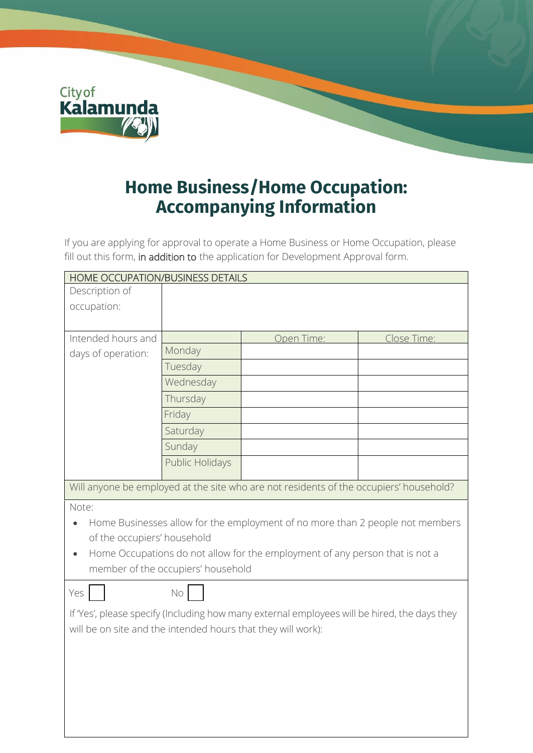City of Kalamunda

# Home Business/Home Occupation: Accompanying Information

If you are applying for approval to operate a Home Business or Home Occupation, please fill out this form, in addition to the application for Development Approval form.

| HOME OCCUPATION/BUSINESS DETAILS | | | |
|---|---|---|---|
| Description of occupation: | | | |
| Intended hours and days of operation: | | Open Time: | Close Time: |
| | Monday | | |
| | Tuesday | | |
| | Wednesday | | |
| | Thursday | | |
| | Friday | | |
| | Saturday | | |
| | Sunday | | |
| | Public Holidays | | |

Will anyone be employed at the site who are not residents of the occupiers' household?

Note:

- Home Businesses allow for the employment of no more than 2 people not members of the occupiers' household
- Home Occupations do not allow for the employment of any person that is not a member of the occupiers' household

Yes ☐ No ☐

If 'Yes', please specify (Including how many external employees will be hired, the days they will be on site and the intended hours that they will work):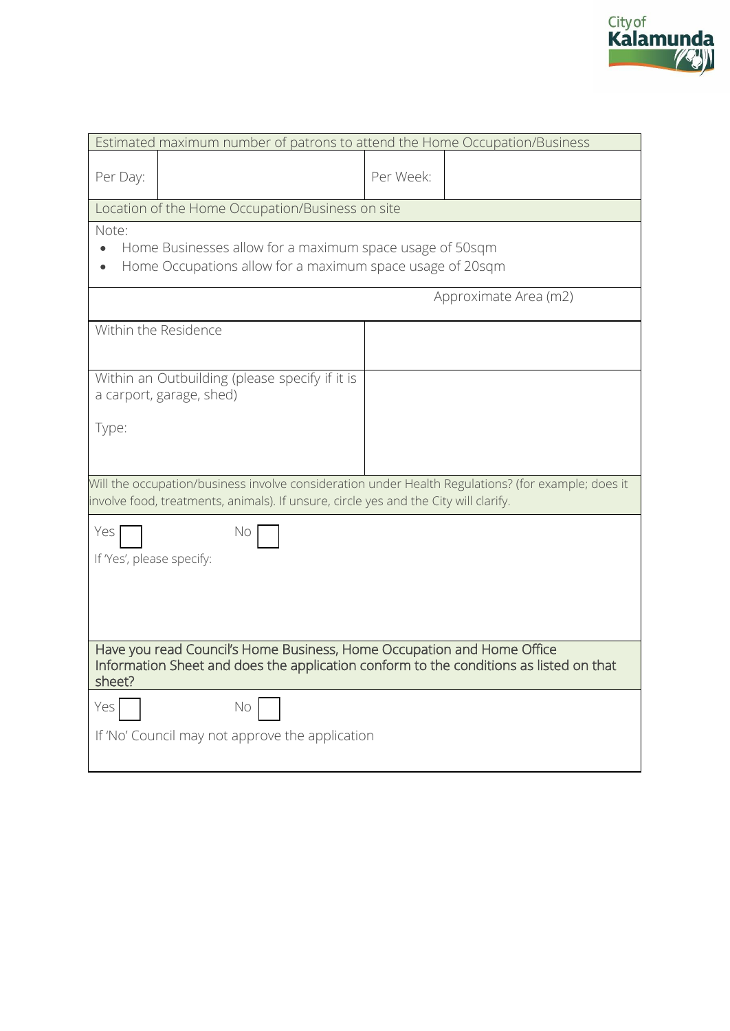| Estimated maximum number of patrons to attend the Home Occupation/Business | | | |
|---|---|---|---|
| Per Day: | | Per Week: | |

| Location of the Home Occupation/Business on site | |
|---|---|
| Note:<br>• Home Businesses allow for a maximum space usage of 50sqm<br>• Home Occupations allow for a maximum space usage of 20sqm | |
| | Approximate Area (m2) |
| Within the Residence | |
| Within an Outbuilding (please specify if it is a carport, garage, shed)<br><br>Type: | |

Will the occupation/business involve consideration under Health Regulations? (for example; does it involve food, treatments, animals). If unsure, circle yes and the City will clarify.

Yes ☐ No ☐

If 'Yes', please specify:

**Have you read Council's Home Business, Home Occupation and Home Office Information Sheet and does the application conform to the conditions as listed on that sheet?**

Yes ☐ No ☐

If 'No' Council may not approve the application